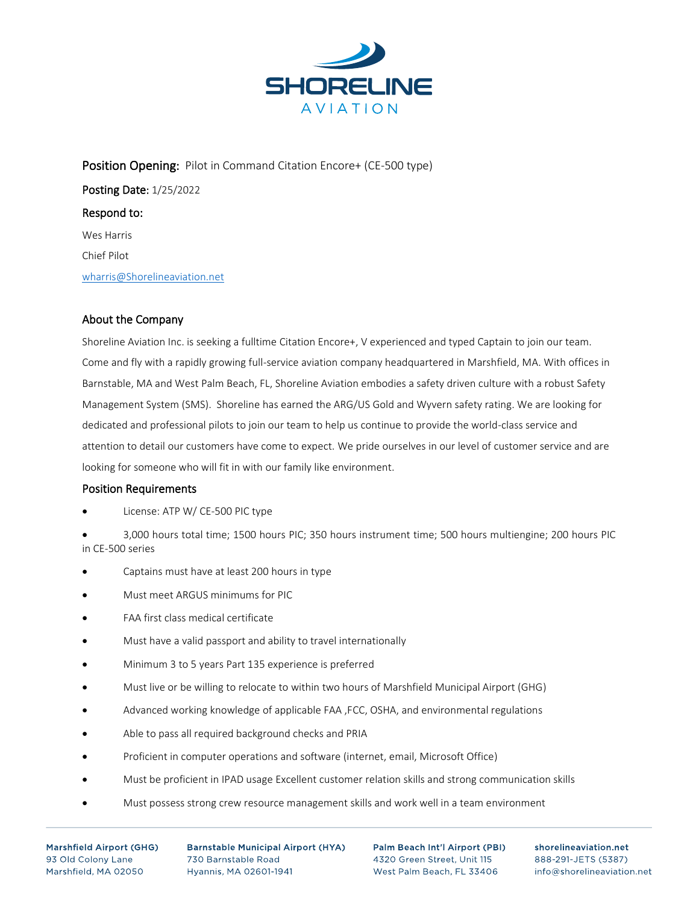# SHORELINE AVIATION

**Position Opening:** Pilot in Command Citation Encore+ (CE-500 type)

**Posting Date:** 1/25/2022

**Respond to:**

Wes Harris

Chief Pilot

wharris@Shorelineaviation.net

## About the Company

Shoreline Aviation Inc. is seeking a fulltime Citation Encore+, V experienced and typed Captain to join our team. Come and fly with a rapidly growing full-service aviation company headquartered in Marshfield, MA. With offices in Barnstable, MA and West Palm Beach, FL, Shoreline Aviation embodies a safety driven culture with a robust Safety Management System (SMS). Shoreline has earned the ARG/US Gold and Wyvern safety rating. We are looking for dedicated and professional pilots to join our team to help us continue to provide the world-class service and attention to detail our customers have come to expect. We pride ourselves in our level of customer service and are looking for someone who will fit in with our family like environment.

## Position Requirements

- License: ATP W/ CE-500 PIC type
- 3,000 hours total time; 1500 hours PIC; 350 hours instrument time; 500 hours multiengine; 200 hours PIC in CE-500 series
- Captains must have at least 200 hours in type
- Must meet ARGUS minimums for PIC
- FAA first class medical certificate
- Must have a valid passport and ability to travel internationally
- Minimum 3 to 5 years Part 135 experience is preferred
- Must live or be willing to relocate to within two hours of Marshfield Municipal Airport (GHG)
- Advanced working knowledge of applicable FAA ,FCC, OSHA, and environmental regulations
- Able to pass all required background checks and PRIA
- Proficient in computer operations and software (internet, email, Microsoft Office)
- Must be proficient in IPAD usage Excellent customer relation skills and strong communication skills
- Must possess strong crew resource management skills and work well in a team environment

**Marshfield Airport (GHG)**
93 Old Colony Lane
Marshfield, MA 02050

**Barnstable Municipal Airport (HYA)**
730 Barnstable Road
Hyannis, MA 02601-1941

**Palm Beach Int'l Airport (PBI)**
4320 Green Street, Unit 115
West Palm Beach, FL 33406

**shorelineaviation.net**
888-291-JETS (5387)
info@shorelineaviation.net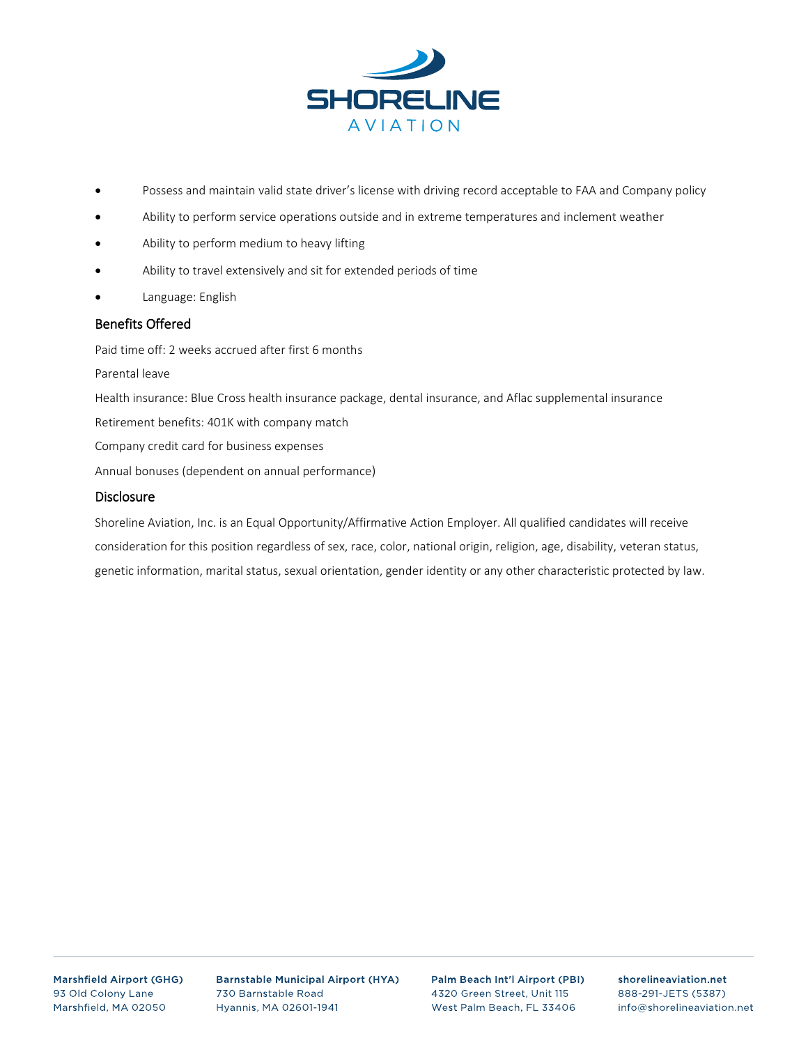- Possess and maintain valid state driver's license with driving record acceptable to FAA and Company policy
- Ability to perform service operations outside and in extreme temperatures and inclement weather
- Ability to perform medium to heavy lifting
- Ability to travel extensively and sit for extended periods of time
- Language: English

## Benefits Offered

Paid time off: 2 weeks accrued after first 6 months

Parental leave

Health insurance: Blue Cross health insurance package, dental insurance, and Aflac supplemental insurance

Retirement benefits: 401K with company match

Company credit card for business expenses

Annual bonuses (dependent on annual performance)

## Disclosure

Shoreline Aviation, Inc. is an Equal Opportunity/Affirmative Action Employer. All qualified candidates will receive consideration for this position regardless of sex, race, color, national origin, religion, age, disability, veteran status, genetic information, marital status, sexual orientation, gender identity or any other characteristic protected by law.